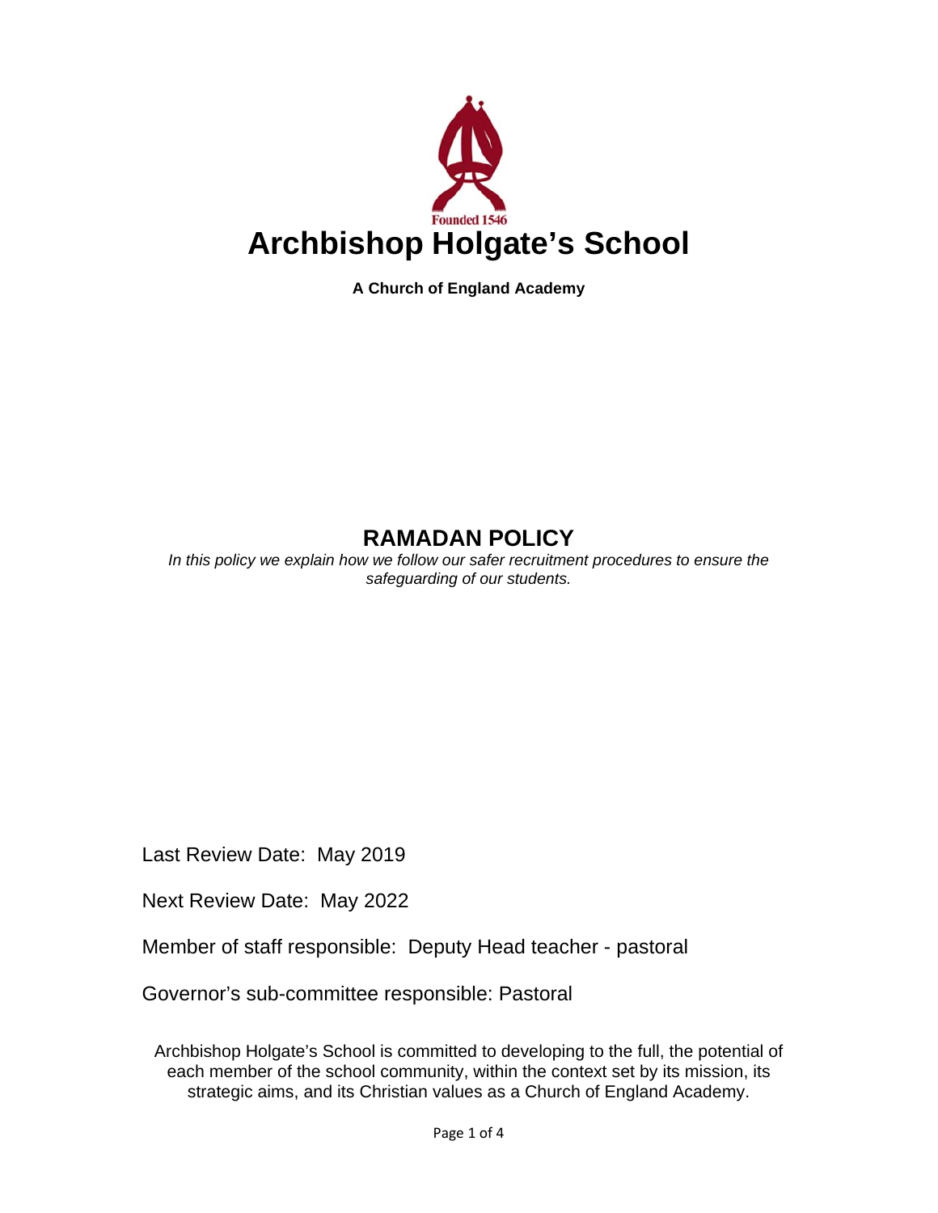Founded 1546

# Archbishop Holgate's School

**A Church of England Academy**

## RAMADAN POLICY

*In this policy we explain how we follow our safer recruitment procedures to ensure the safeguarding of our students.*

Last Review Date: May 2019

Next Review Date: May 2022

Member of staff responsible: Deputy Head teacher - pastoral

Governor's sub-committee responsible: Pastoral

Archbishop Holgate's School is committed to developing to the full, the potential of each member of the school community, within the context set by its mission, its strategic aims, and its Christian values as a Church of England Academy.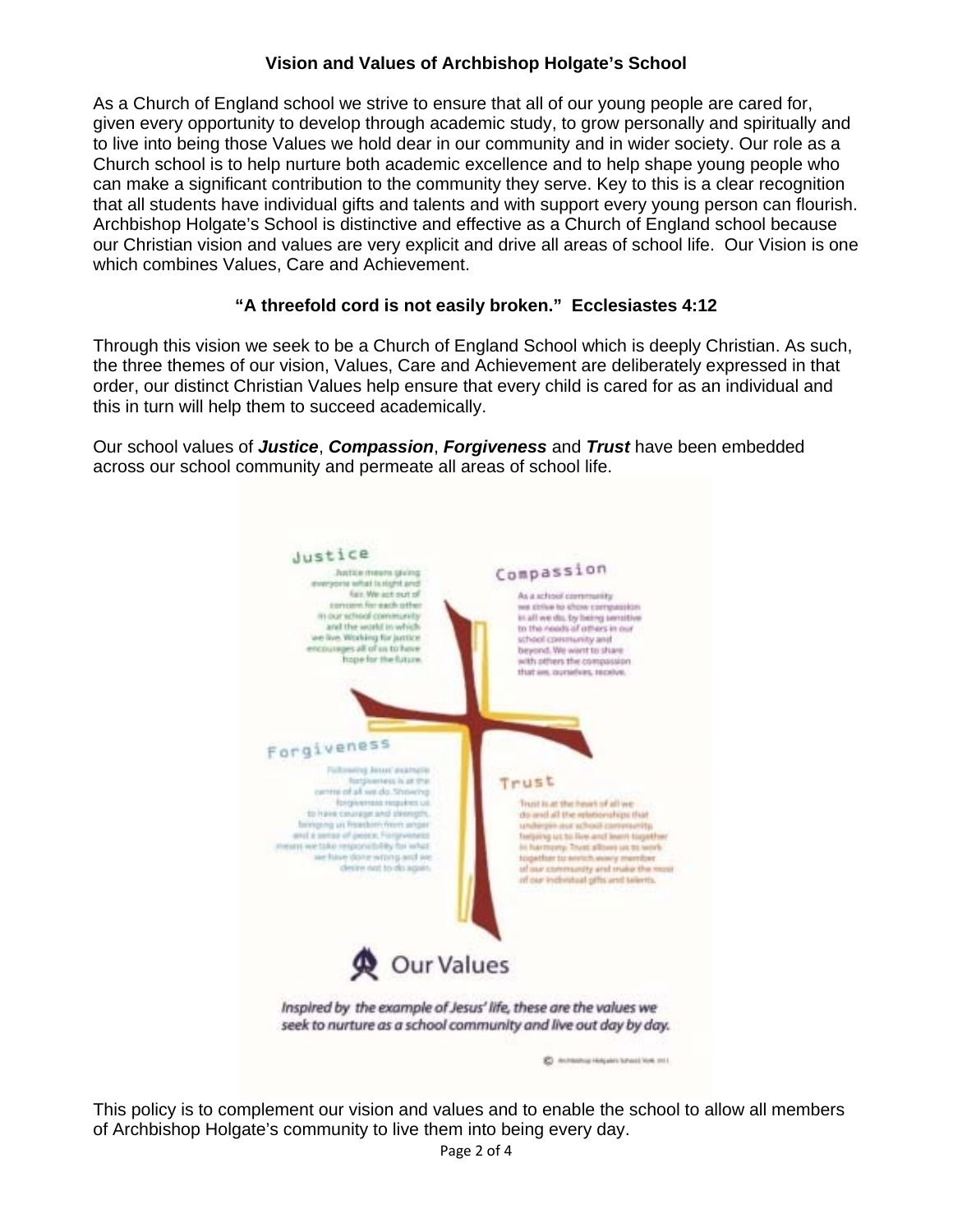## Vision and Values of Archbishop Holgate's School

As a Church of England school we strive to ensure that all of our young people are cared for, given every opportunity to develop through academic study, to grow personally and spiritually and to live into being those Values we hold dear in our community and in wider society. Our role as a Church school is to help nurture both academic excellence and to help shape young people who can make a significant contribution to the community they serve. Key to this is a clear recognition that all students have individual gifts and talents and with support every young person can flourish. Archbishop Holgate's School is distinctive and effective as a Church of England school because our Christian vision and values are very explicit and drive all areas of school life. Our Vision is one which combines Values, Care and Achievement.

**"A threefold cord is not easily broken." Ecclesiastes 4:12**

Through this vision we seek to be a Church of England School which is deeply Christian. As such, the three themes of our vision, Values, Care and Achievement are deliberately expressed in that order, our distinct Christian Values help ensure that every child is cared for as an individual and this in turn will help them to succeed academically.

Our school values of ***Justice***, ***Compassion***, ***Forgiveness*** and ***Trust*** have been embedded across our school community and permeate all areas of school life.

Justice

Justice means giving everyone what is right and fair. We act out of concern for each other in our school community and the world in which we live. Working for justice encourages all of us to have hope for the future.

Compassion

As a school community we strive to show compassion in all we do, by being sensitive to the needs of others in our school community and beyond. We want to share with others the compassion that we, ourselves, receive.

Forgiveness

Following Jesus' example forgiveness is at the centre of all we do. Showing forgiveness requires us to have courage and strength, bringing us freedom from anger and a sense of peace. Forgiveness means we take responsibility for what we have done wrong and we desire not to do again.

Trust

Trust is at the heart of all we do and all the relationships that underpin our school community, helping us to live and learn together in harmony. Trust allows us to work together to enrich every member of our community and make the most of our individual gifts and talents.

Our Values

*Inspired by the example of Jesus' life, these are the values we seek to nurture as a school community and live out day by day.*

© Archbishop Holgate's School York 2011

This policy is to complement our vision and values and to enable the school to allow all members of Archbishop Holgate's community to live them into being every day.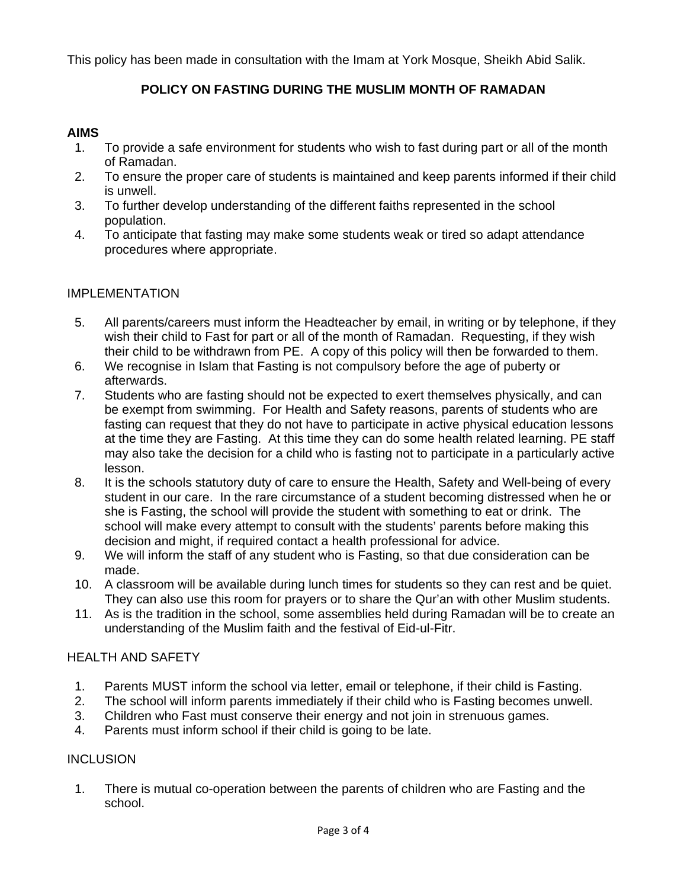This policy has been made in consultation with the Imam at York Mosque, Sheikh Abid Salik.

## POLICY ON FASTING DURING THE MUSLIM MONTH OF RAMADAN

### AIMS

1. To provide a safe environment for students who wish to fast during part or all of the month of Ramadan.
2. To ensure the proper care of students is maintained and keep parents informed if their child is unwell.
3. To further develop understanding of the different faiths represented in the school population.
4. To anticipate that fasting may make some students weak or tired so adapt attendance procedures where appropriate.

### IMPLEMENTATION

5. All parents/careers must inform the Headteacher by email, in writing or by telephone, if they wish their child to Fast for part or all of the month of Ramadan. Requesting, if they wish their child to be withdrawn from PE. A copy of this policy will then be forwarded to them.
6. We recognise in Islam that Fasting is not compulsory before the age of puberty or afterwards.
7. Students who are fasting should not be expected to exert themselves physically, and can be exempt from swimming. For Health and Safety reasons, parents of students who are fasting can request that they do not have to participate in active physical education lessons at the time they are Fasting. At this time they can do some health related learning. PE staff may also take the decision for a child who is fasting not to participate in a particularly active lesson.
8. It is the schools statutory duty of care to ensure the Health, Safety and Well-being of every student in our care. In the rare circumstance of a student becoming distressed when he or she is Fasting, the school will provide the student with something to eat or drink. The school will make every attempt to consult with the students' parents before making this decision and might, if required contact a health professional for advice.
9. We will inform the staff of any student who is Fasting, so that due consideration can be made.
10. A classroom will be available during lunch times for students so they can rest and be quiet. They can also use this room for prayers or to share the Qur'an with other Muslim students.
11. As is the tradition in the school, some assemblies held during Ramadan will be to create an understanding of the Muslim faith and the festival of Eid-ul-Fitr.

### HEALTH AND SAFETY

1. Parents MUST inform the school via letter, email or telephone, if their child is Fasting.
2. The school will inform parents immediately if their child who is Fasting becomes unwell.
3. Children who Fast must conserve their energy and not join in strenuous games.
4. Parents must inform school if their child is going to be late.

### INCLUSION

1. There is mutual co-operation between the parents of children who are Fasting and the school.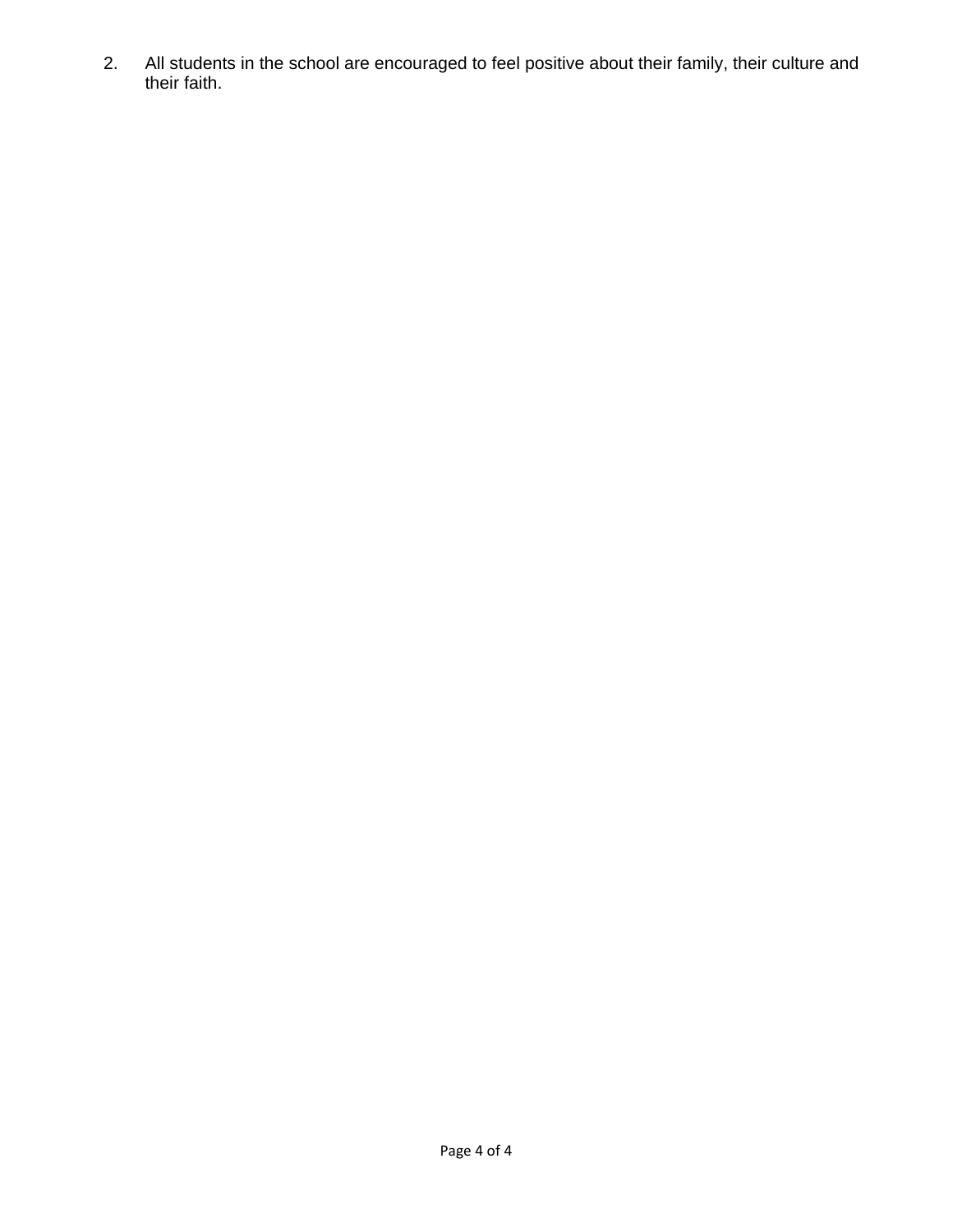2. All students in the school are encouraged to feel positive about their family, their culture and their faith.